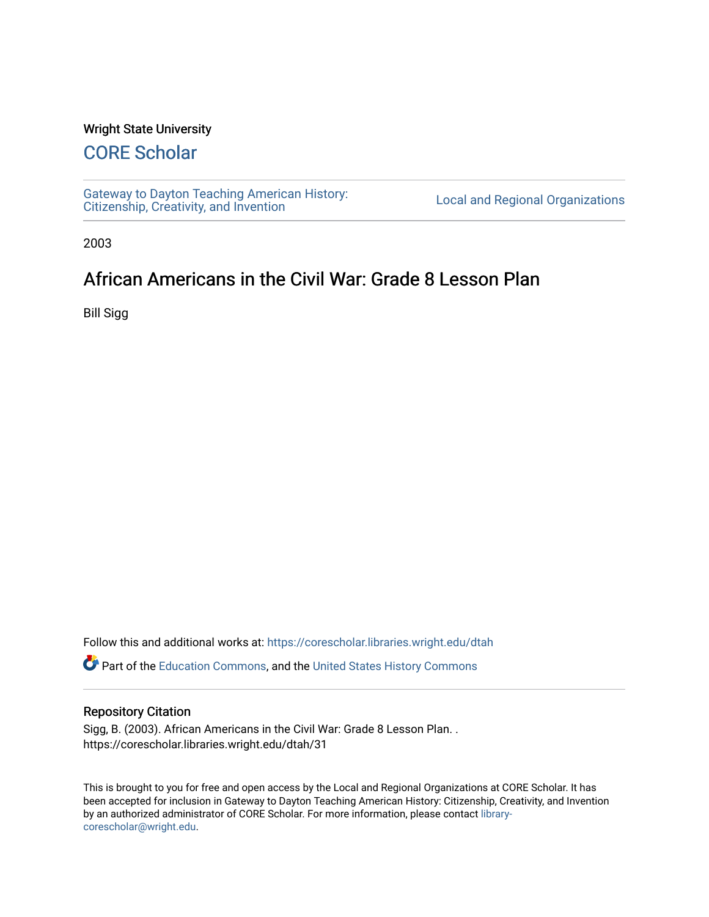Wright State University

# CORE Scholar

Gateway to Dayton Teaching American History: Citizenship, Creativity, and Invention

Local and Regional Organizations

2003

## African Americans in the Civil War: Grade 8 Lesson Plan

Bill Sigg

Follow this and additional works at: https://corescholar.libraries.wright.edu/dtah

Part of the Education Commons, and the United States History Commons

### Repository Citation

Sigg, B. (2003). African Americans in the Civil War: Grade 8 Lesson Plan. .
https://corescholar.libraries.wright.edu/dtah/31

This is brought to you for free and open access by the Local and Regional Organizations at CORE Scholar. It has been accepted for inclusion in Gateway to Dayton Teaching American History: Citizenship, Creativity, and Invention by an authorized administrator of CORE Scholar. For more information, please contact library-corescholar@wright.edu.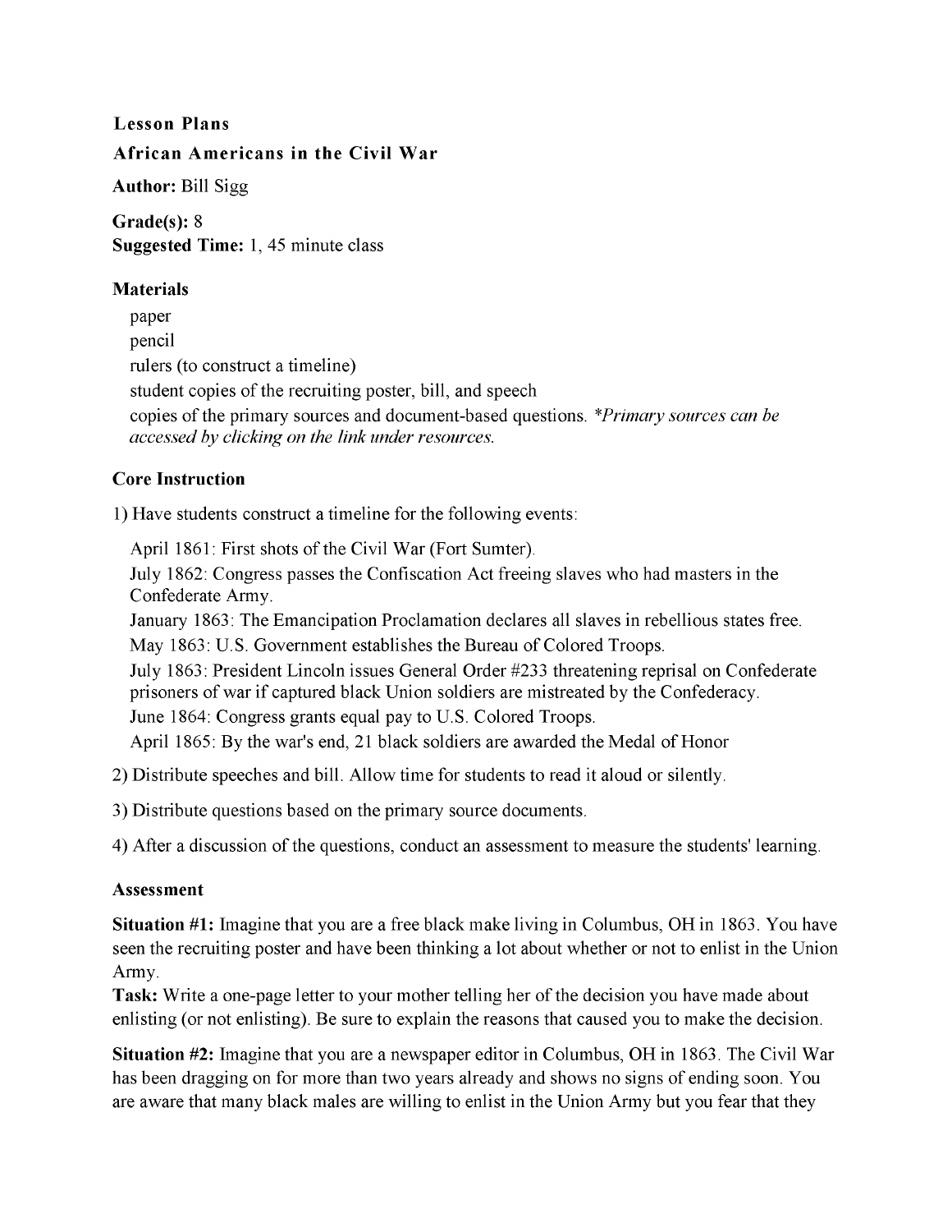**Lesson Plans**

**African Americans in the Civil War**

**Author:** Bill Sigg

**Grade(s):** 8
**Suggested Time:** 1, 45 minute class

**Materials**

paper
pencil
rulers (to construct a timeline)
student copies of the recruiting poster, bill, and speech
copies of the primary sources and document-based questions. *\*Primary sources can be accessed by clicking on the link under resources.*

**Core Instruction**

1) Have students construct a timeline for the following events:

April 1861: First shots of the Civil War (Fort Sumter).
July 1862: Congress passes the Confiscation Act freeing slaves who had masters in the Confederate Army.
January 1863: The Emancipation Proclamation declares all slaves in rebellious states free.
May 1863: U.S. Government establishes the Bureau of Colored Troops.
July 1863: President Lincoln issues General Order #233 threatening reprisal on Confederate prisoners of war if captured black Union soldiers are mistreated by the Confederacy.
June 1864: Congress grants equal pay to U.S. Colored Troops.
April 1865: By the war's end, 21 black soldiers are awarded the Medal of Honor

2) Distribute speeches and bill. Allow time for students to read it aloud or silently.

3) Distribute questions based on the primary source documents.

4) After a discussion of the questions, conduct an assessment to measure the students' learning.

**Assessment**

**Situation #1:** Imagine that you are a free black make living in Columbus, OH in 1863. You have seen the recruiting poster and have been thinking a lot about whether or not to enlist in the Union Army.
**Task:** Write a one-page letter to your mother telling her of the decision you have made about enlisting (or not enlisting). Be sure to explain the reasons that caused you to make the decision.

**Situation #2:** Imagine that you are a newspaper editor in Columbus, OH in 1863. The Civil War has been dragging on for more than two years already and shows no signs of ending soon. You are aware that many black males are willing to enlist in the Union Army but you fear that they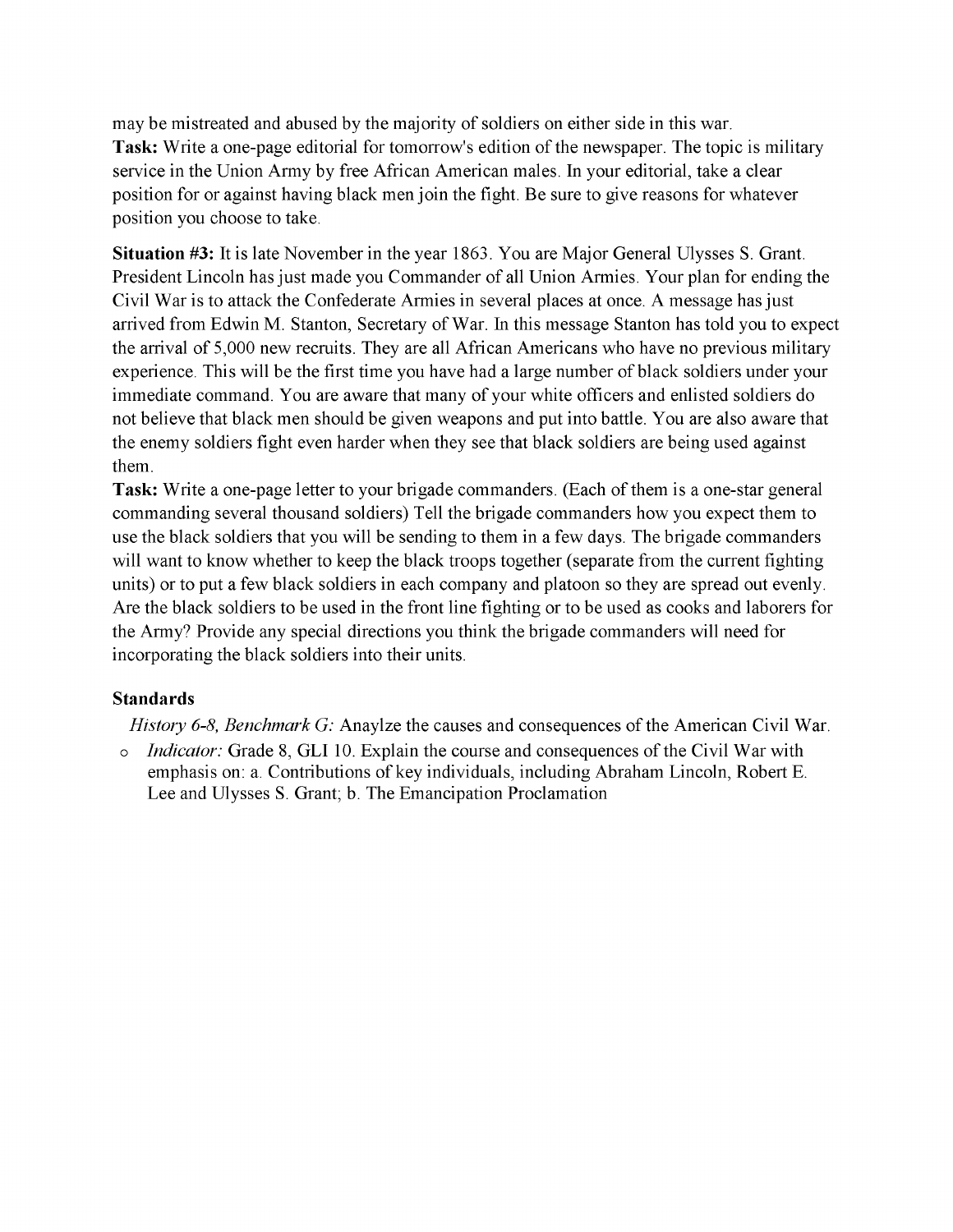may be mistreated and abused by the majority of soldiers on either side in this war.

**Task:** Write a one-page editorial for tomorrow's edition of the newspaper. The topic is military service in the Union Army by free African American males. In your editorial, take a clear position for or against having black men join the fight. Be sure to give reasons for whatever position you choose to take.

**Situation #3:** It is late November in the year 1863. You are Major General Ulysses S. Grant. President Lincoln has just made you Commander of all Union Armies. Your plan for ending the Civil War is to attack the Confederate Armies in several places at once. A message has just arrived from Edwin M. Stanton, Secretary of War. In this message Stanton has told you to expect the arrival of 5,000 new recruits. They are all African Americans who have no previous military experience. This will be the first time you have had a large number of black soldiers under your immediate command. You are aware that many of your white officers and enlisted soldiers do not believe that black men should be given weapons and put into battle. You are also aware that the enemy soldiers fight even harder when they see that black soldiers are being used against them.

**Task:** Write a one-page letter to your brigade commanders. (Each of them is a one-star general commanding several thousand soldiers) Tell the brigade commanders how you expect them to use the black soldiers that you will be sending to them in a few days. The brigade commanders will want to know whether to keep the black troops together (separate from the current fighting units) or to put a few black soldiers in each company and platoon so they are spread out evenly. Are the black soldiers to be used in the front line fighting or to be used as cooks and laborers for the Army? Provide any special directions you think the brigade commanders will need for incorporating the black soldiers into their units.

### Standards

*History 6-8, Benchmark G:* Anaylze the causes and consequences of the American Civil War.

- *Indicator:* Grade 8, GLI 10. Explain the course and consequences of the Civil War with emphasis on: a. Contributions of key individuals, including Abraham Lincoln, Robert E. Lee and Ulysses S. Grant; b. The Emancipation Proclamation